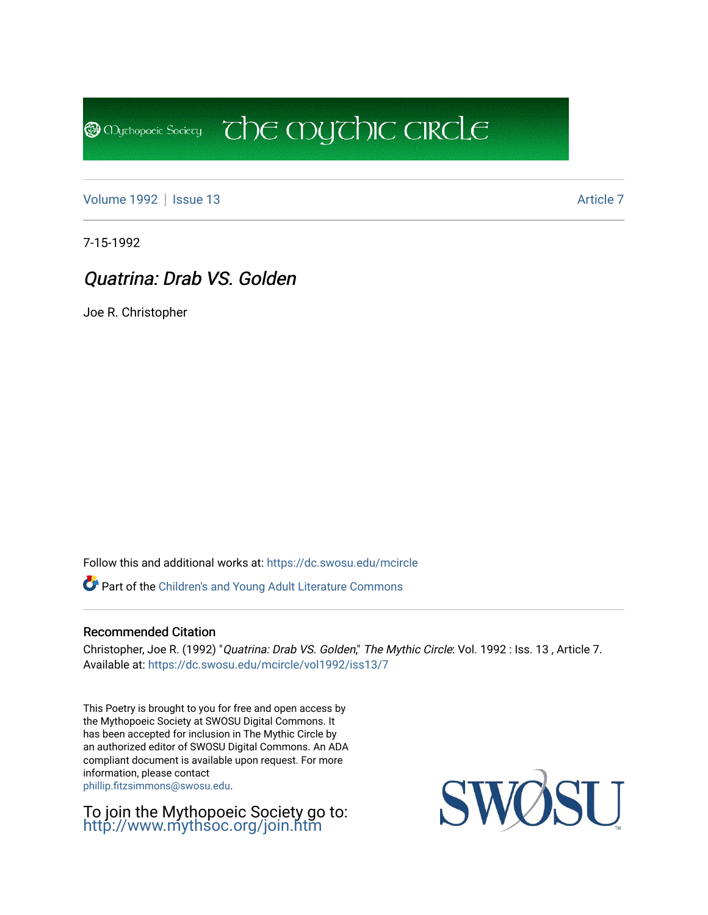The Mythic Circle

Volume 1992 | Issue 13 | Article 7

7-15-1992

# *Quatrina: Drab VS. Golden*

Joe R. Christopher

Follow this and additional works at: https://dc.swosu.edu/mcircle

Part of the Children's and Young Adult Literature Commons

## Recommended Citation

Christopher, Joe R. (1992) "*Quatrina: Drab VS. Golden*," *The Mythic Circle*: Vol. 1992 : Iss. 13 , Article 7.
Available at: https://dc.swosu.edu/mcircle/vol1992/iss13/7

This Poetry is brought to you for free and open access by the Mythopoeic Society at SWOSU Digital Commons. It has been accepted for inclusion in The Mythic Circle by an authorized editor of SWOSU Digital Commons. An ADA compliant document is available upon request. For more information, please contact phillip.fitzsimmons@swosu.edu.

To join the Mythopoeic Society go to: http://www.mythsoc.org/join.htm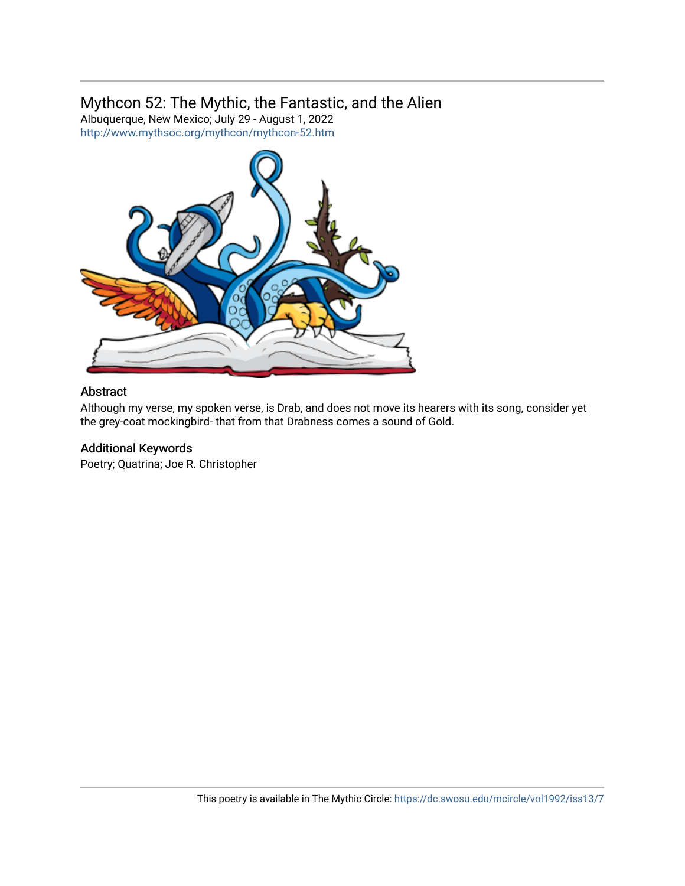## Mythcon 52: The Mythic, the Fantastic, and the Alien

Albuquerque, New Mexico; July 29 - August 1, 2022
http://www.mythsoc.org/mythcon/mythcon-52.htm

### Abstract

Although my verse, my spoken verse, is Drab, and does not move its hearers with its song, consider yet the grey-coat mockingbird- that from that Drabness comes a sound of Gold.

### Additional Keywords

Poetry; Quatrina; Joe R. Christopher

This poetry is available in The Mythic Circle: https://dc.swosu.edu/mcircle/vol1992/iss13/7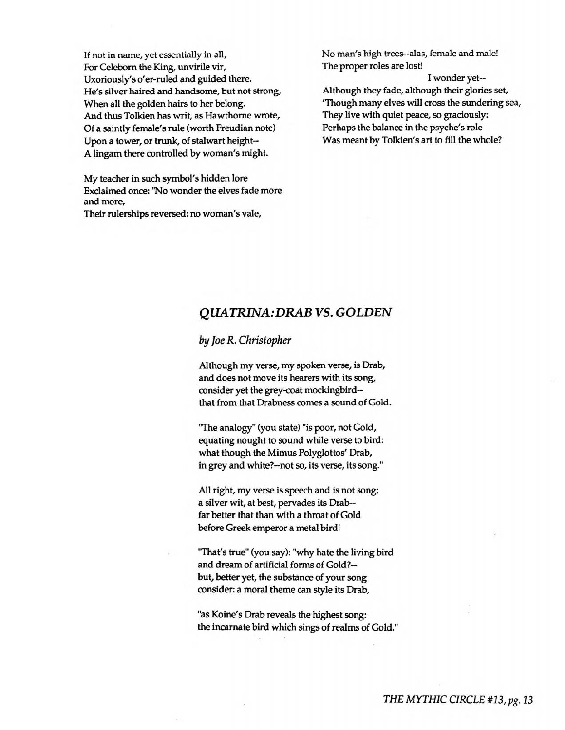If not in name, yet essentially in all,
For Celeborn the King, unvirile vir,
Uxoriously's o'er-ruled and guided there.
He's silver haired and handsome, but not strong,
When all the golden hairs to her belong.
And thus Tolkien has writ, as Hawthorne wrote,
Of a saintly female's rule (worth Freudian note)
Upon a tower, or trunk, of stalwart height–
A lingam there controlled by woman's might.

My teacher in such symbol's hidden lore
Exclaimed once: "No wonder the elves fade more and more,
Their rulerships reversed: no woman's vale,
No man's high trees--alas, female and male!
The proper roles are lost!
I wonder yet--
Although they fade, although their glories set,
'Though many elves will cross the sundering sea,
They live with quiet peace, so graciously:
Perhaps the balance in the psyche's role
Was meant by Tolkien's art to fill the whole?

## *QUATRINA: DRAB VS. GOLDEN*

*by Joe R. Christopher*

Although my verse, my spoken verse, is Drab,
and does not move its hearers with its song,
consider yet the grey-coat mockingbird--
that from that Drabness comes a sound of Gold.

"The analogy" (you state) "is poor, not Gold,
equating nought to sound while verse to bird:
what though the Mimus Polyglottos' Drab,
in grey and white?--not so, its verse, its song."

All right, my verse is speech and is not song;
a silver wit, at best, pervades its Drab--
far better that than with a throat of Gold
before Greek emperor a metal bird!

"That's true" (you say): "why hate the living bird
and dream of artificial forms of Gold?--
but, better yet, the substance of your song
consider: a moral theme can style its Drab,

"as Koine's Drab reveals the highest song:
the incarnate bird which sings of realms of Gold."